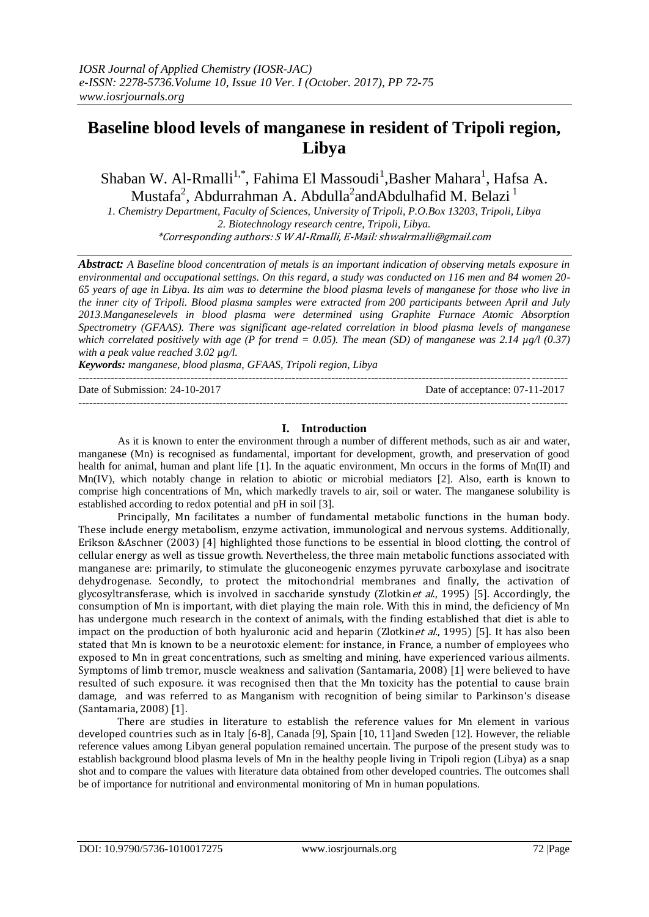# Baseline blood levels of manganese in resident of Tripoli region, Libya

Shaban W. Al-Rmalli[1,*], Fahima El Massoudi[1],Basher Mahara[1], Hafsa A. Mustafa[2], Abdurrahman A. Abdulla[2]andAbdulhafid M. Belazi [1]

*1. Chemistry Department, Faculty of Sciences, University of Tripoli, P.O.Box 13203, Tripoli, Libya*
*2. Biotechnology research centre, Tripoli, Libya.*
*\*Corresponding authors: S W Al-Rmalli, E-Mail: shwalrmalli@gmail.com*

***Abstract:** A Baseline blood concentration of metals is an important indication of observing metals exposure in environmental and occupational settings. On this regard, a study was conducted on 116 men and 84 women 20-65 years of age in Libya. Its aim was to determine the blood plasma levels of manganese for those who live in the inner city of Tripoli. Blood plasma samples were extracted from 200 participants between April and July 2013.Manganeselevels in blood plasma were determined using Graphite Furnace Atomic Absorption Spectrometry (GFAAS). There was significant age-related correlation in blood plasma levels of manganese which correlated positively with age (P for trend = 0.05). The mean (SD) of manganese was 2.14 µg/l (0.37) with a peak value reached 3.02 µg/l.*

***Keywords:** manganese, blood plasma, GFAAS, Tripoli region, Libya*

Date of Submission: 24-10-2017 | Date of acceptance: 07-11-2017

## I. Introduction

As it is known to enter the environment through a number of different methods, such as air and water, manganese (Mn) is recognised as fundamental, important for development, growth, and preservation of good health for animal, human and plant life [1]. In the aquatic environment, Mn occurs in the forms of Mn(II) and Mn(IV), which notably change in relation to abiotic or microbial mediators [2]. Also, earth is known to comprise high concentrations of Mn, which markedly travels to air, soil or water. The manganese solubility is established according to redox potential and pH in soil [3].

Principally, Mn facilitates a number of fundamental metabolic functions in the human body. These include energy metabolism, enzyme activation, immunological and nervous systems. Additionally, Erikson &Aschner (2003) [4] highlighted those functions to be essential in blood clotting, the control of cellular energy as well as tissue growth. Nevertheless, the three main metabolic functions associated with manganese are: primarily, to stimulate the gluconeogenic enzymes pyruvate carboxylase and isocitrate dehydrogenase. Secondly, to protect the mitochondrial membranes and finally, the activation of glycosyltransferase, which is involved in saccharide synstudy (Zlotkin*et al.*, 1995) [5]. Accordingly, the consumption of Mn is important, with diet playing the main role. With this in mind, the deficiency of Mn has undergone much research in the context of animals, with the finding established that diet is able to impact on the production of both hyaluronic acid and heparin (Zlotkin*et al.*, 1995) [5]. It has also been stated that Mn is known to be a neurotoxic element: for instance, in France, a number of employees who exposed to Mn in great concentrations, such as smelting and mining, have experienced various ailments. Symptoms of limb tremor, muscle weakness and salivation (Santamaria, 2008) [1] were believed to have resulted of such exposure. it was recognised then that the Mn toxicity has the potential to cause brain damage, and was referred to as Manganism with recognition of being similar to Parkinson's disease (Santamaria, 2008) [1].

There are studies in literature to establish the reference values for Mn element in various developed countries such as in Italy [6-8], Canada [9], Spain [10, 11]and Sweden [12]. However, the reliable reference values among Libyan general population remained uncertain. The purpose of the present study was to establish background blood plasma levels of Mn in the healthy people living in Tripoli region (Libya) as a snap shot and to compare the values with literature data obtained from other developed countries. The outcomes shall be of importance for nutritional and environmental monitoring of Mn in human populations.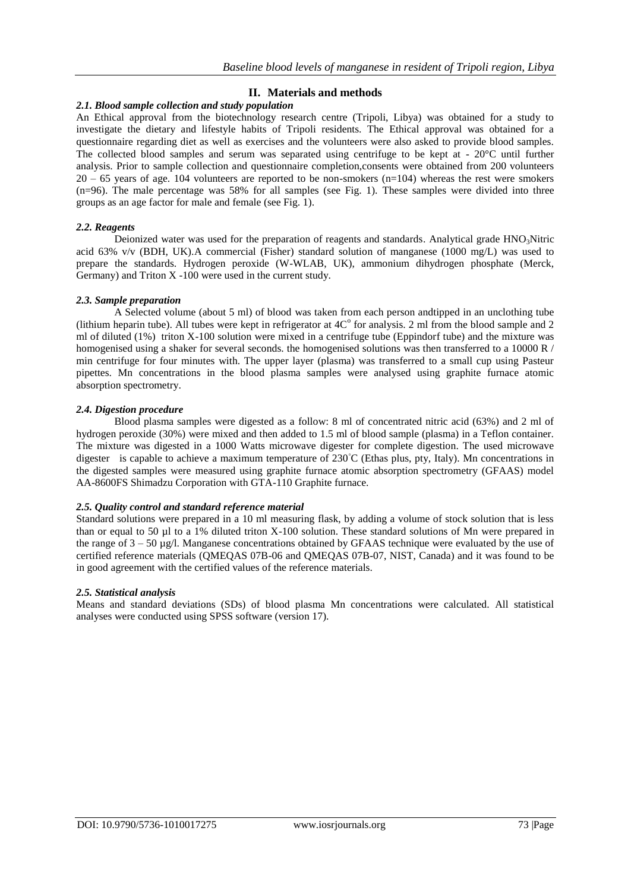## II. Materials and methods

### *2.1. Blood sample collection and study population*

An Ethical approval from the biotechnology research centre (Tripoli, Libya) was obtained for a study to investigate the dietary and lifestyle habits of Tripoli residents. The Ethical approval was obtained for a questionnaire regarding diet as well as exercises and the volunteers were also asked to provide blood samples. The collected blood samples and serum was separated using centrifuge to be kept at - 20°C until further analysis. Prior to sample collection and questionnaire completion,consents were obtained from 200 volunteers 20 – 65 years of age. 104 volunteers are reported to be non-smokers (n=104) whereas the rest were smokers (n=96). The male percentage was 58% for all samples (see Fig. 1). These samples were divided into three groups as an age factor for male and female (see Fig. 1).

### *2.2. Reagents*

Deionized water was used for the preparation of reagents and standards. Analytical grade $HNO_3$Nitric acid 63% v/v (BDH, UK).A commercial (Fisher) standard solution of manganese (1000 mg/L) was used to prepare the standards. Hydrogen peroxide (W-WLAB, UK), ammonium dihydrogen phosphate (Merck, Germany) and Triton X -100 were used in the current study.

### *2.3. Sample preparation*

A Selected volume (about 5 ml) of blood was taken from each person andtipped in an unclothing tube (lithium heparin tube). All tubes were kept in refrigerator at $4C^o$ for analysis. 2 ml from the blood sample and 2 ml of diluted (1%) triton X-100 solution were mixed in a centrifuge tube (Eppindorf tube) and the mixture was homogenised using a shaker for several seconds. the homogenised solutions was then transferred to a 10000 R / min centrifuge for four minutes with. The upper layer (plasma) was transferred to a small cup using Pasteur pipettes. Mn concentrations in the blood plasma samples were analysed using graphite furnace atomic absorption spectrometry.

### *2.4. Digestion procedure*

Blood plasma samples were digested as a follow: 8 ml of concentrated nitric acid (63%) and 2 ml of hydrogen peroxide (30%) were mixed and then added to 1.5 ml of blood sample (plasma) in a Teflon container. The mixture was digested in a 1000 Watts microwave digester for complete digestion. The used microwave digester is capable to achieve a maximum temperature of 230°C (Ethas plus, pty, Italy). Mn concentrations in the digested samples were measured using graphite furnace atomic absorption spectrometry (GFAAS) model AA-8600FS Shimadzu Corporation with GTA-110 Graphite furnace.

### *2.5. Quality control and standard reference material*

Standard solutions were prepared in a 10 ml measuring flask, by adding a volume of stock solution that is less than or equal to 50 µl to a 1% diluted triton X-100 solution. These standard solutions of Mn were prepared in the range of 3 – 50 µg/l. Manganese concentrations obtained by GFAAS technique were evaluated by the use of certified reference materials (QMEQAS 07B-06 and QMEQAS 07B-07, NIST, Canada) and it was found to be in good agreement with the certified values of the reference materials.

### *2.5. Statistical analysis*

Means and standard deviations (SDs) of blood plasma Mn concentrations were calculated. All statistical analyses were conducted using SPSS software (version 17).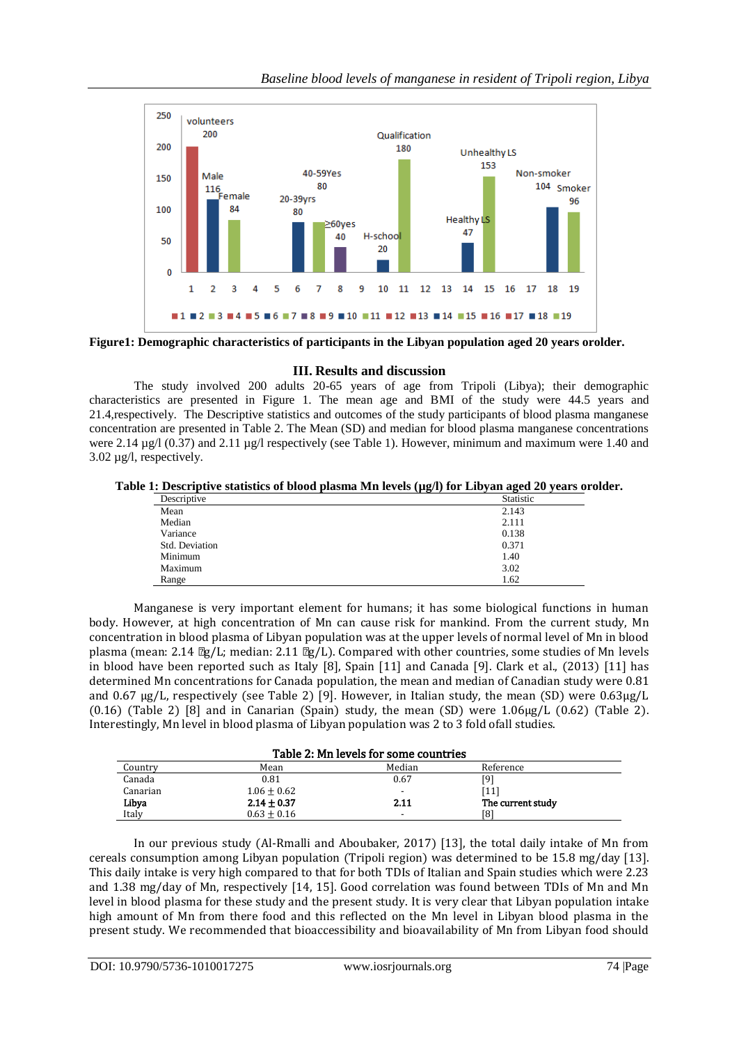**Figure1: Demographic characteristics of participants in the Libyan population aged 20 years orolder.**

## III. Results and discussion

The study involved 200 adults 20-65 years of age from Tripoli (Libya); their demographic characteristics are presented in Figure 1. The mean age and BMI of the study were 44.5 years and 21.4,respectively. The Descriptive statistics and outcomes of the study participants of blood plasma manganese concentration are presented in Table 2. The Mean (SD) and median for blood plasma manganese concentrations were 2.14 µg/l (0.37) and 2.11 µg/l respectively (see Table 1). However, minimum and maximum were 1.40 and 3.02 µg/l, respectively.

**Table 1: Descriptive statistics of blood plasma Mn levels (µg/l) for Libyan aged 20 years orolder.**

| Descriptive | Statistic |
|---|---|
| Mean | 2.143 |
| Median | 2.111 |
| Variance | 0.138 |
| Std. Deviation | 0.371 |
| Minimum | 1.40 |
| Maximum | 3.02 |
| Range | 1.62 |

Manganese is very important element for humans; it has some biological functions in human body. However, at high concentration of Mn can cause risk for mankind. From the current study, Mn concentration in blood plasma of Libyan population was at the upper levels of normal level of Mn in blood plasma (mean: 2.14 g/L; median: 2.11 g/L). Compared with other countries, some studies of Mn levels in blood have been reported such as Italy [8], Spain [11] and Canada [9]. Clark et al., (2013) [11] has determined Mn concentrations for Canada population, the mean and median of Canadian study were 0.81 and 0.67 µg/L, respectively (see Table 2) [9]. However, in Italian study, the mean (SD) were 0.63µg/L (0.16) (Table 2) [8] and in Canarian (Spain) study, the mean (SD) were 1.06µg/L (0.62) (Table 2). Interestingly, Mn level in blood plasma of Libyan population was 2 to 3 fold ofall studies.

**Table 2: Mn levels for some countries**

| Country | Mean | Median | Reference |
|---|---|---|---|
| Canada | 0.81 | 0.67 | [9] |
| Canarian | 1.06 ± 0.62 | - | [11] |
| **Libya** | **2.14 ± 0.37** | **2.11** | **The current study** |
| Italy | 0.63 ± 0.16 | - | [8] |

In our previous study (Al-Rmalli and Aboubaker, 2017) [13], the total daily intake of Mn from cereals consumption among Libyan population (Tripoli region) was determined to be 15.8 mg/day [13]. This daily intake is very high compared to that for both TDIs of Italian and Spain studies which were 2.23 and 1.38 mg/day of Mn, respectively [14, 15]. Good correlation was found between TDIs of Mn and Mn level in blood plasma for these study and the present study. It is very clear that Libyan population intake high amount of Mn from there food and this reflected on the Mn level in Libyan blood plasma in the present study. We recommended that bioaccessibility and bioavailability of Mn from Libyan food should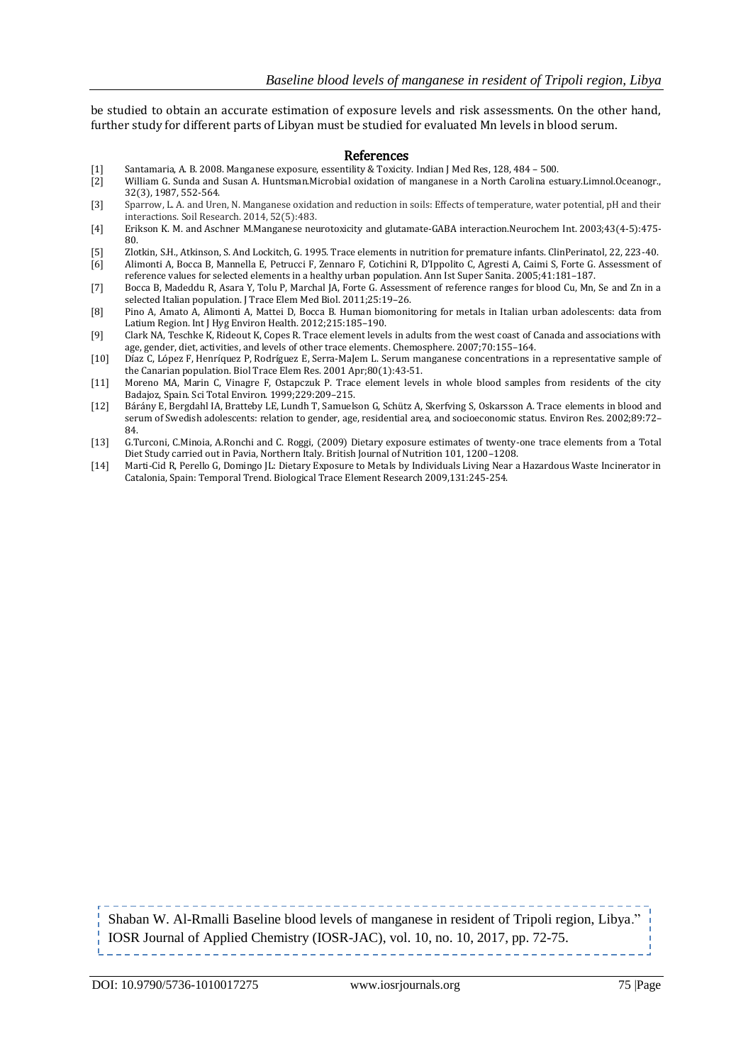be studied to obtain an accurate estimation of exposure levels and risk assessments. On the other hand, further study for different parts of Libyan must be studied for evaluated Mn levels in blood serum.

## References

[1] Santamaria, A. B. 2008. Manganese exposure, essentility & Toxicity. Indian J Med Res, 128, 484 – 500.

[2] William G. Sunda and Susan A. Huntsman.Microbial oxidation of manganese in a North Carolina estuary.Limnol.Oceanogr., 32(3), 1987, 552-564.

[3] Sparrow, L. A. and Uren, N. Manganese oxidation and reduction in soils: Effects of temperature, water potential, pH and their interactions. Soil Research. 2014, 52(5):483.

[4] Erikson K. M. and Aschner M.Manganese neurotoxicity and glutamate-GABA interaction.Neurochem Int. 2003;43(4-5):475-80.

[5] Zlotkin, S.H., Atkinson, S. And Lockitch, G. 1995. Trace elements in nutrition for premature infants. ClinPerinatol, 22, 223-40.

[6] Alimonti A, Bocca B, Mannella E, Petrucci F, Zennaro F, Cotichini R, D'Ippolito C, Agresti A, Caimi S, Forte G. Assessment of reference values for selected elements in a healthy urban population. Ann Ist Super Sanita. 2005;41:181–187.

[7] Bocca B, Madeddu R, Asara Y, Tolu P, Marchal JA, Forte G. Assessment of reference ranges for blood Cu, Mn, Se and Zn in a selected Italian population. J Trace Elem Med Biol. 2011;25:19–26.

[8] Pino A, Amato A, Alimonti A, Mattei D, Bocca B. Human biomonitoring for metals in Italian urban adolescents: data from Latium Region. Int J Hyg Environ Health. 2012;215:185–190.

[9] Clark NA, Teschke K, Rideout K, Copes R. Trace element levels in adults from the west coast of Canada and associations with age, gender, diet, activities, and levels of other trace elements. Chemosphere. 2007;70:155–164.

[10] Díaz C, López F, Henríquez P, Rodríguez E, Serra-MaJem L. Serum manganese concentrations in a representative sample of the Canarian population. Biol Trace Elem Res. 2001 Apr;80(1):43-51.

[11] Moreno MA, Marin C, Vinagre F, Ostapczuk P. Trace element levels in whole blood samples from residents of the city Badajoz, Spain. Sci Total Environ. 1999;229:209–215.

[12] Bárány E, Bergdahl IA, Bratteby LE, Lundh T, Samuelson G, Schütz A, Skerfving S, Oskarsson A. Trace elements in blood and serum of Swedish adolescents: relation to gender, age, residential area, and socioeconomic status. Environ Res. 2002;89:72–84.

[13] G.Turconi, C.Minoia, A.Ronchi and C. Roggi, (2009) Dietary exposure estimates of twenty-one trace elements from a Total Diet Study carried out in Pavia, Northern Italy. British Journal of Nutrition 101, 1200–1208.

[14] Marti-Cid R, Perello G, Domingo JL: Dietary Exposure to Metals by Individuals Living Near a Hazardous Waste Incinerator in Catalonia, Spain: Temporal Trend. Biological Trace Element Research 2009,131:245-254.

Shaban W. Al-Rmalli Baseline blood levels of manganese in resident of Tripoli region, Libya." IOSR Journal of Applied Chemistry (IOSR-JAC), vol. 10, no. 10, 2017, pp. 72-75.